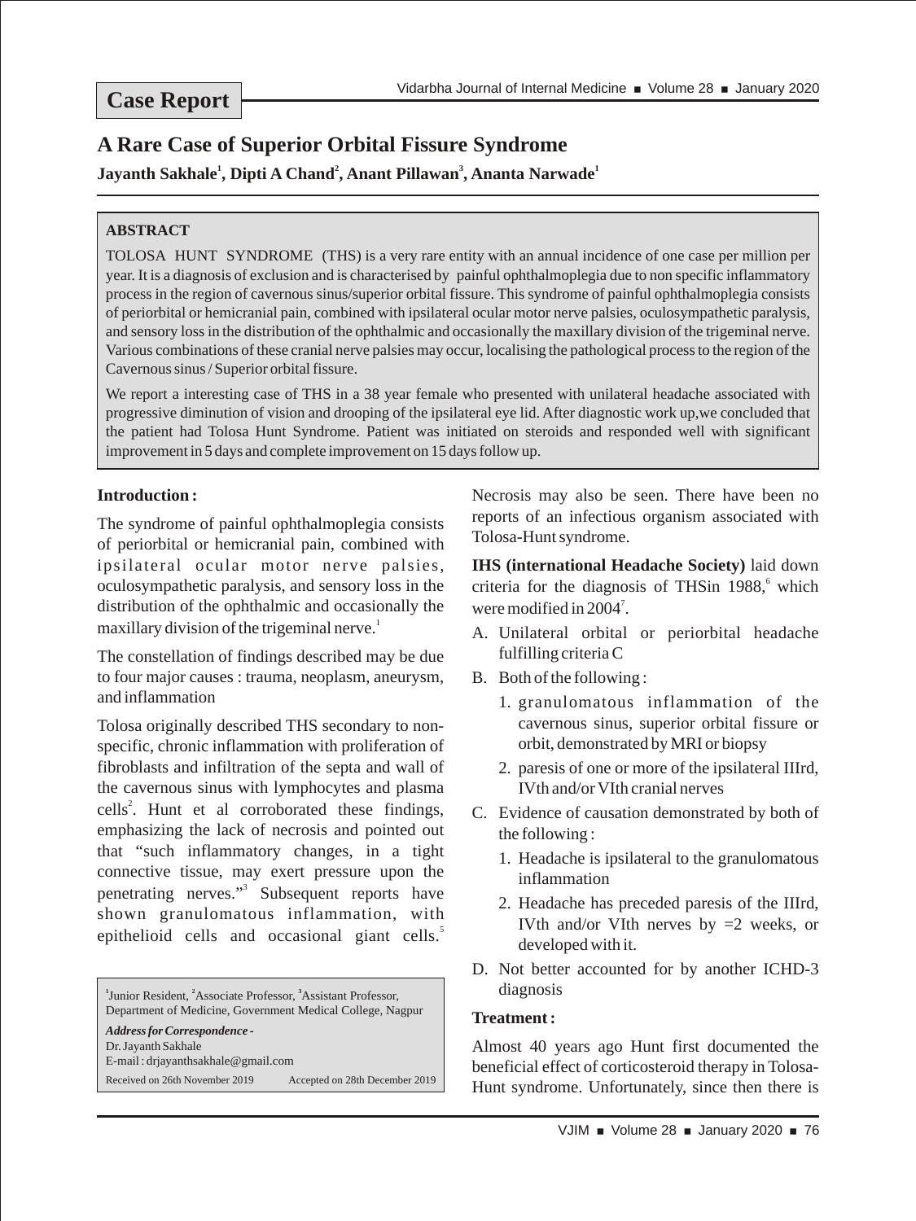**Case Report**

# A Rare Case of Superior Orbital Fissure Syndrome

**Jayanth Sakhale[1], Dipti A Chand[2], Anant Pillawan[3], Ananta Narwade[1]**

## ABSTRACT

TOLOSA HUNT SYNDROME (THS) is a very rare entity with an annual incidence of one case per million per year. It is a diagnosis of exclusion and is characterised by painful ophthalmoplegia due to non specific inflammatory process in the region of cavernous sinus/superior orbital fissure. This syndrome of painful ophthalmoplegia consists of periorbital or hemicranial pain, combined with ipsilateral ocular motor nerve palsies, oculosympathetic paralysis, and sensory loss in the distribution of the ophthalmic and occasionally the maxillary division of the trigeminal nerve. Various combinations of these cranial nerve palsies may occur, localising the pathological process to the region of the Cavernous sinus / Superior orbital fissure.

We report a interesting case of THS in a 38 year female who presented with unilateral headache associated with progressive diminution of vision and drooping of the ipsilateral eye lid. After diagnostic work up,we concluded that the patient had Tolosa Hunt Syndrome. Patient was initiated on steroids and responded well with significant improvement in 5 days and complete improvement on 15 days follow up.

## Introduction :

The syndrome of painful ophthalmoplegia consists of periorbital or hemicranial pain, combined with ipsilateral ocular motor nerve palsies, oculosympathetic paralysis, and sensory loss in the distribution of the ophthalmic and occasionally the maxillary division of the trigeminal nerve.[1]

The constellation of findings described may be due to four major causes : trauma, neoplasm, aneurysm, and inflammation

Tolosa originally described THS secondary to non-specific, chronic inflammation with proliferation of fibroblasts and infiltration of the septa and wall of the cavernous sinus with lymphocytes and plasma cells[2]. Hunt et al corroborated these findings, emphasizing the lack of necrosis and pointed out that "such inflammatory changes, in a tight connective tissue, may exert pressure upon the penetrating nerves."[3] Subsequent reports have shown granulomatous inflammation, with epithelioid cells and occasional giant cells.[5] Necrosis may also be seen. There have been no reports of an infectious organism associated with Tolosa-Hunt syndrome.

**IHS (international Headache Society)** laid down criteria for the diagnosis of THSin 1988,[6] which were modified in 2004[7].

A. Unilateral orbital or periorbital headache fulfilling criteria C

B. Both of the following :

   1. granulomatous inflammation of the cavernous sinus, superior orbital fissure or orbit, demonstrated by MRI or biopsy

   2. paresis of one or more of the ipsilateral IIIrd, IVth and/or VIth cranial nerves

C. Evidence of causation demonstrated by both of the following :

   1. Headache is ipsilateral to the granulomatous inflammation

   2. Headache has preceded paresis of the IIIrd, IVth and/or VIth nerves by =2 weeks, or developed with it.

D. Not better accounted for by another ICHD-3 diagnosis

### Treatment :

Almost 40 years ago Hunt first documented the beneficial effect of corticosteroid therapy in Tolosa-Hunt syndrome. Unfortunately, since then there is

---

[1]Junior Resident, [2]Associate Professor, [3]Assistant Professor, Department of Medicine, Government Medical College, Nagpur

*Address for Correspondence -*
Dr. Jayanth Sakhale
E-mail : drjayanthsakhale@gmail.com

Received on 26th November 2019    Accepted on 28th December 2019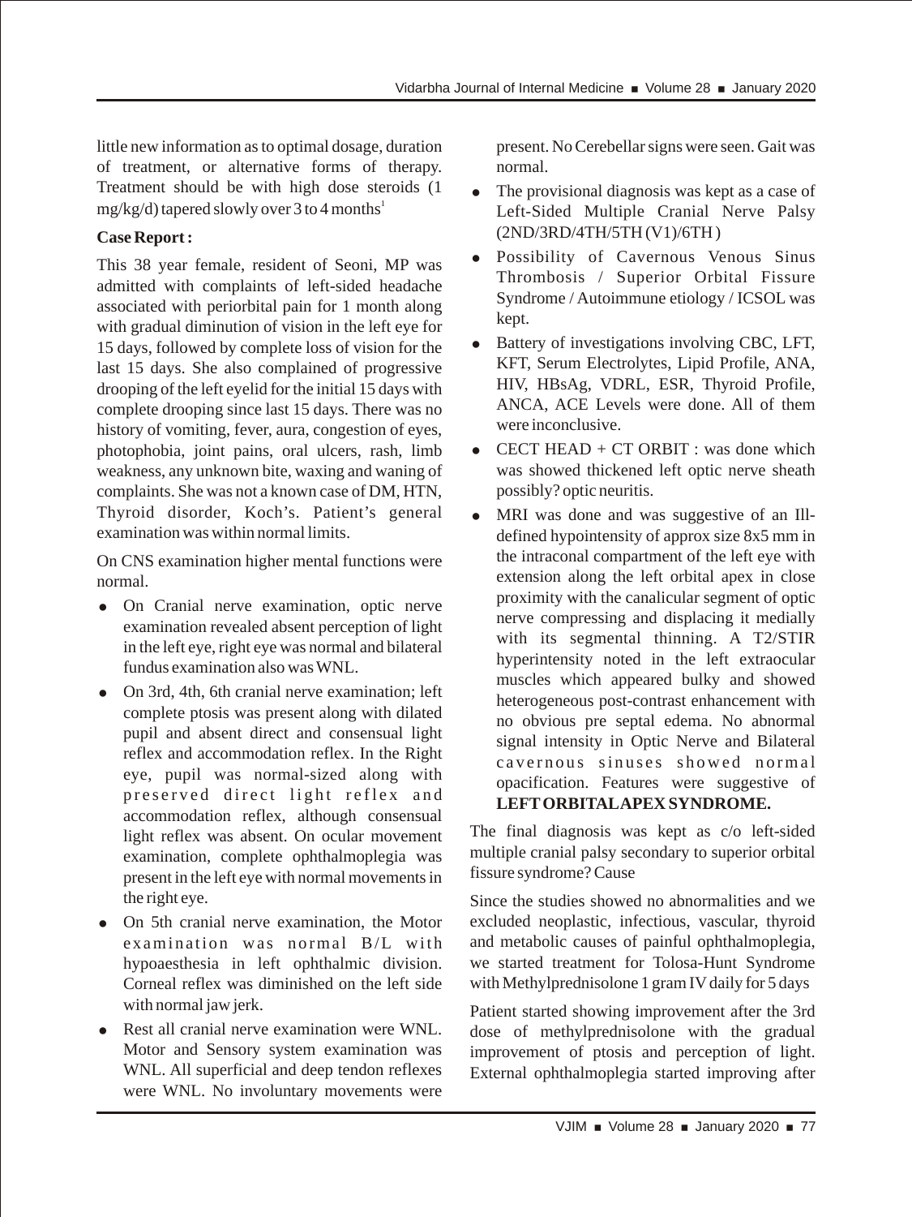little new information as to optimal dosage, duration of treatment, or alternative forms of therapy. Treatment should be with high dose steroids (1 mg/kg/d) tapered slowly over 3 to 4 months[1]

**Case Report :**

This 38 year female, resident of Seoni, MP was admitted with complaints of left-sided headache associated with periorbital pain for 1 month along with gradual diminution of vision in the left eye for 15 days, followed by complete loss of vision for the last 15 days. She also complained of progressive drooping of the left eyelid for the initial 15 days with complete drooping since last 15 days. There was no history of vomiting, fever, aura, congestion of eyes, photophobia, joint pains, oral ulcers, rash, limb weakness, any unknown bite, waxing and waning of complaints. She was not a known case of DM, HTN, Thyroid disorder, Koch's. Patient's general examination was within normal limits.

On CNS examination higher mental functions were normal.

- On Cranial nerve examination, optic nerve examination revealed absent perception of light in the left eye, right eye was normal and bilateral fundus examination also was WNL.
- On 3rd, 4th, 6th cranial nerve examination; left complete ptosis was present along with dilated pupil and absent direct and consensual light reflex and accommodation reflex. In the Right eye, pupil was normal-sized along with preserved direct light reflex and accommodation reflex, although consensual light reflex was absent. On ocular movement examination, complete ophthalmoplegia was present in the left eye with normal movements in the right eye.
- On 5th cranial nerve examination, the Motor examination was normal B/L with hypoaesthesia in left ophthalmic division. Corneal reflex was diminished on the left side with normal jaw jerk.
- Rest all cranial nerve examination were WNL. Motor and Sensory system examination was WNL. All superficial and deep tendon reflexes were WNL. No involuntary movements were present. No Cerebellar signs were seen. Gait was normal.
- The provisional diagnosis was kept as a case of Left-Sided Multiple Cranial Nerve Palsy (2ND/3RD/4TH/5TH (V1)/6TH )
- Possibility of Cavernous Venous Sinus Thrombosis / Superior Orbital Fissure Syndrome / Autoimmune etiology / ICSOL was kept.
- Battery of investigations involving CBC, LFT, KFT, Serum Electrolytes, Lipid Profile, ANA, HIV, HBsAg, VDRL, ESR, Thyroid Profile, ANCA, ACE Levels were done. All of them were inconclusive.
- CECT HEAD + CT ORBIT : was done which was showed thickened left optic nerve sheath possibly? optic neuritis.
- MRI was done and was suggestive of an Ill-defined hypointensity of approx size 8x5 mm in the intraconal compartment of the left eye with extension along the left orbital apex in close proximity with the canalicular segment of optic nerve compressing and displacing it medially with its segmental thinning. A T2/STIR hyperintensity noted in the left extraocular muscles which appeared bulky and showed heterogeneous post-contrast enhancement with no obvious pre septal edema. No abnormal signal intensity in Optic Nerve and Bilateral cavernous sinuses showed normal opacification. Features were suggestive of **LEFT ORBITAL APEX SYNDROME.**

The final diagnosis was kept as c/o left-sided multiple cranial palsy secondary to superior orbital fissure syndrome? Cause

Since the studies showed no abnormalities and we excluded neoplastic, infectious, vascular, thyroid and metabolic causes of painful ophthalmoplegia, we started treatment for Tolosa-Hunt Syndrome with Methylprednisolone 1 gram IV daily for 5 days

Patient started showing improvement after the 3rd dose of methylprednisolone with the gradual improvement of ptosis and perception of light. External ophthalmoplegia started improving after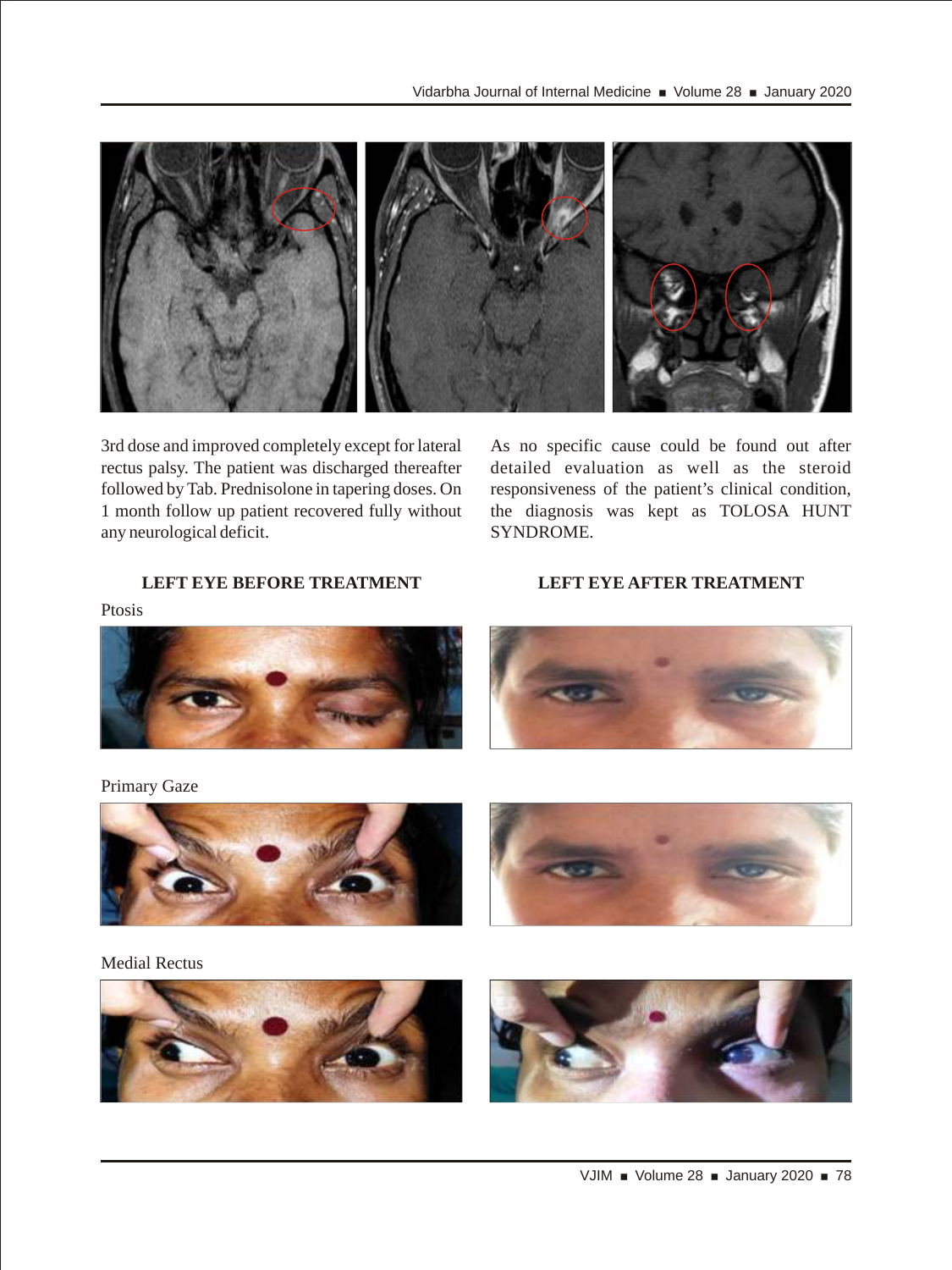3rd dose and improved completely except for lateral rectus palsy. The patient was discharged thereafter followed by Tab. Prednisolone in tapering doses. On 1 month follow up patient recovered fully without any neurological deficit.

As no specific cause could be found out after detailed evaluation as well as the steroid responsiveness of the patient's clinical condition, the diagnosis was kept as TOLOSA HUNT SYNDROME.

**LEFT EYE BEFORE TREATMENT**

**LEFT EYE AFTER TREATMENT**

Ptosis

Primary Gaze

Medial Rectus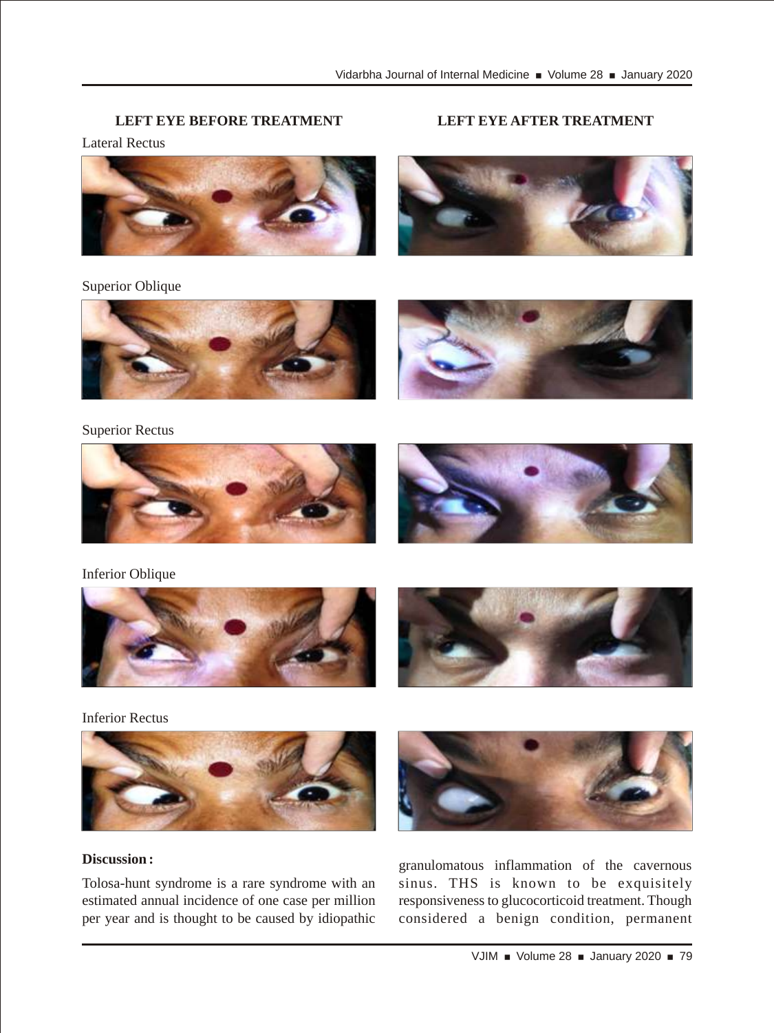**LEFT EYE BEFORE TREATMENT** | **LEFT EYE AFTER TREATMENT**

Lateral Rectus

Superior Oblique

Superior Rectus

Inferior Oblique

Inferior Rectus

**Discussion :**

Tolosa-hunt syndrome is a rare syndrome with an estimated annual incidence of one case per million per year and is thought to be caused by idiopathic granulomatous inflammation of the cavernous sinus. THS is known to be exquisitely responsiveness to glucocorticoid treatment. Though considered a benign condition, permanent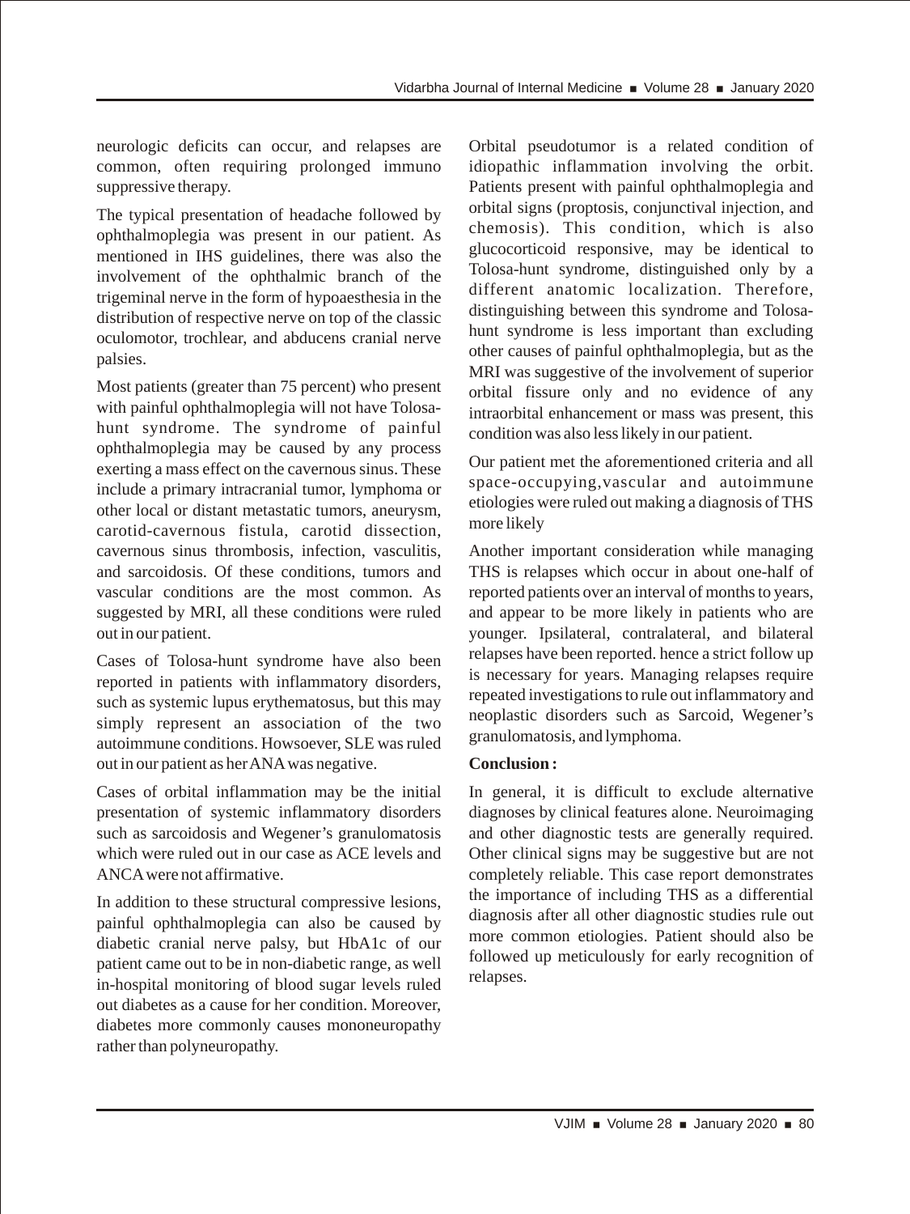neurologic deficits can occur, and relapses are common, often requiring prolonged immuno suppressive therapy.

The typical presentation of headache followed by ophthalmoplegia was present in our patient. As mentioned in IHS guidelines, there was also the involvement of the ophthalmic branch of the trigeminal nerve in the form of hypoaesthesia in the distribution of respective nerve on top of the classic oculomotor, trochlear, and abducens cranial nerve palsies.

Most patients (greater than 75 percent) who present with painful ophthalmoplegia will not have Tolosa-hunt syndrome. The syndrome of painful ophthalmoplegia may be caused by any process exerting a mass effect on the cavernous sinus. These include a primary intracranial tumor, lymphoma or other local or distant metastatic tumors, aneurysm, carotid-cavernous fistula, carotid dissection, cavernous sinus thrombosis, infection, vasculitis, and sarcoidosis. Of these conditions, tumors and vascular conditions are the most common. As suggested by MRI, all these conditions were ruled out in our patient.

Cases of Tolosa-hunt syndrome have also been reported in patients with inflammatory disorders, such as systemic lupus erythematosus, but this may simply represent an association of the two autoimmune conditions. Howsoever, SLE was ruled out in our patient as her ANA was negative.

Cases of orbital inflammation may be the initial presentation of systemic inflammatory disorders such as sarcoidosis and Wegener's granulomatosis which were ruled out in our case as ACE levels and ANCA were not affirmative.

In addition to these structural compressive lesions, painful ophthalmoplegia can also be caused by diabetic cranial nerve palsy, but HbA1c of our patient came out to be in non-diabetic range, as well in-hospital monitoring of blood sugar levels ruled out diabetes as a cause for her condition. Moreover, diabetes more commonly causes mononeuropathy rather than polyneuropathy.

Orbital pseudotumor is a related condition of idiopathic inflammation involving the orbit. Patients present with painful ophthalmoplegia and orbital signs (proptosis, conjunctival injection, and chemosis). This condition, which is also glucocorticoid responsive, may be identical to Tolosa-hunt syndrome, distinguished only by a different anatomic localization. Therefore, distinguishing between this syndrome and Tolosa-hunt syndrome is less important than excluding other causes of painful ophthalmoplegia, but as the MRI was suggestive of the involvement of superior orbital fissure only and no evidence of any intraorbital enhancement or mass was present, this condition was also less likely in our patient.

Our patient met the aforementioned criteria and all space-occupying,vascular and autoimmune etiologies were ruled out making a diagnosis of THS more likely

Another important consideration while managing THS is relapses which occur in about one-half of reported patients over an interval of months to years, and appear to be more likely in patients who are younger. Ipsilateral, contralateral, and bilateral relapses have been reported. hence a strict follow up is necessary for years. Managing relapses require repeated investigations to rule out inflammatory and neoplastic disorders such as Sarcoid, Wegener's granulomatosis, and lymphoma.

**Conclusion :**

In general, it is difficult to exclude alternative diagnoses by clinical features alone. Neuroimaging and other diagnostic tests are generally required. Other clinical signs may be suggestive but are not completely reliable. This case report demonstrates the importance of including THS as a differential diagnosis after all other diagnostic studies rule out more common etiologies. Patient should also be followed up meticulously for early recognition of relapses.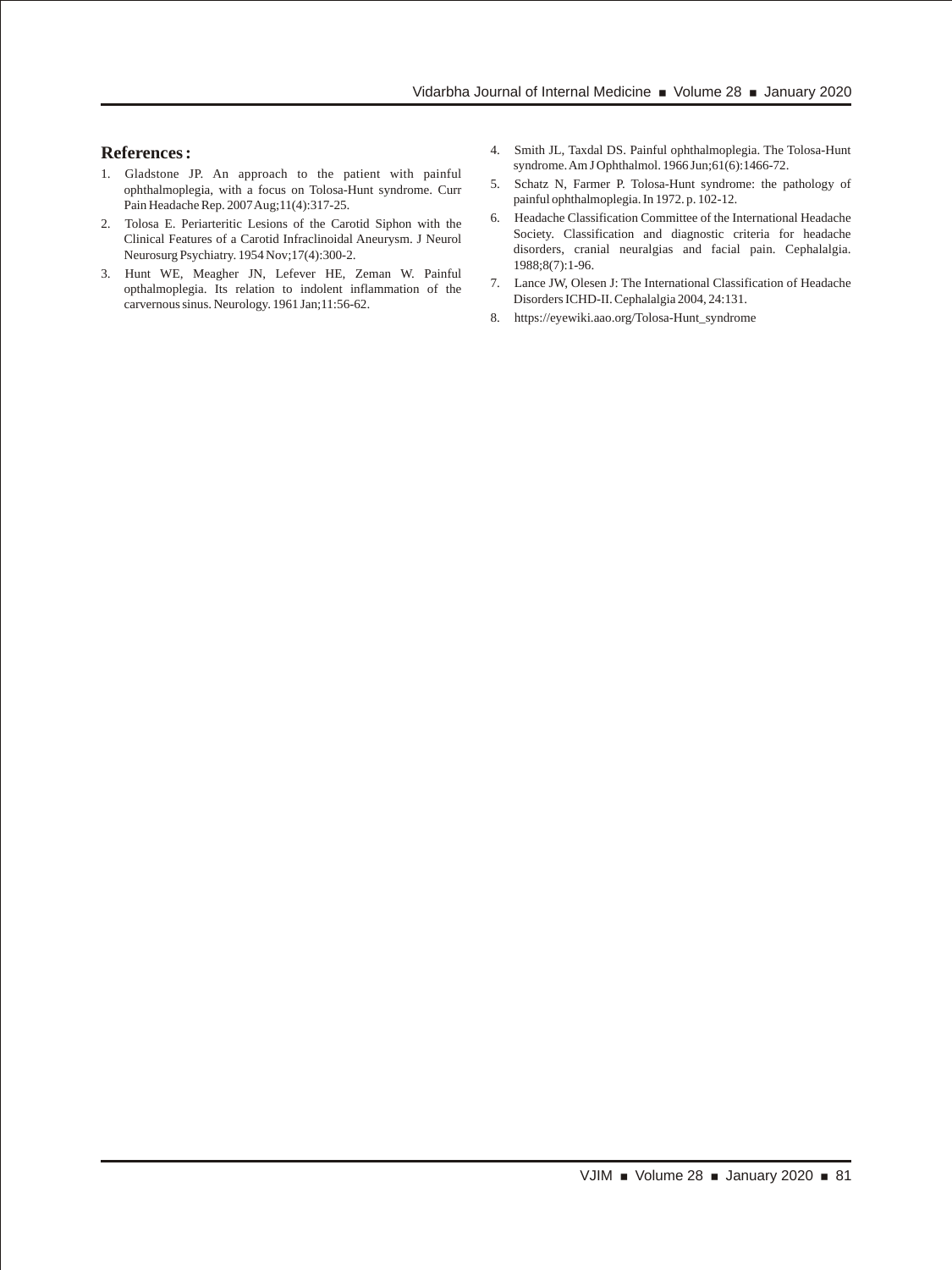## References :

1. Gladstone JP. An approach to the patient with painful ophthalmoplegia, with a focus on Tolosa-Hunt syndrome. Curr Pain Headache Rep. 2007 Aug;11(4):317-25.
2. Tolosa E. Periarteritic Lesions of the Carotid Siphon with the Clinical Features of a Carotid Infraclinoidal Aneurysm. J Neurol Neurosurg Psychiatry. 1954 Nov;17(4):300-2.
3. Hunt WE, Meagher JN, Lefever HE, Zeman W. Painful opthalmoplegia. Its relation to indolent inflammation of the carvernous sinus. Neurology. 1961 Jan;11:56-62.
4. Smith JL, Taxdal DS. Painful ophthalmoplegia. The Tolosa-Hunt syndrome. Am J Ophthalmol. 1966 Jun;61(6):1466-72.
5. Schatz N, Farmer P. Tolosa-Hunt syndrome: the pathology of painful ophthalmoplegia. In 1972. p. 102-12.
6. Headache Classification Committee of the International Headache Society. Classification and diagnostic criteria for headache disorders, cranial neuralgias and facial pain. Cephalalgia. 1988;8(7):1-96.
7. Lance JW, Olesen J: The International Classification of Headache Disorders ICHD-II. Cephalalgia 2004, 24:131.
8. https://eyewiki.aao.org/Tolosa-Hunt_syndrome